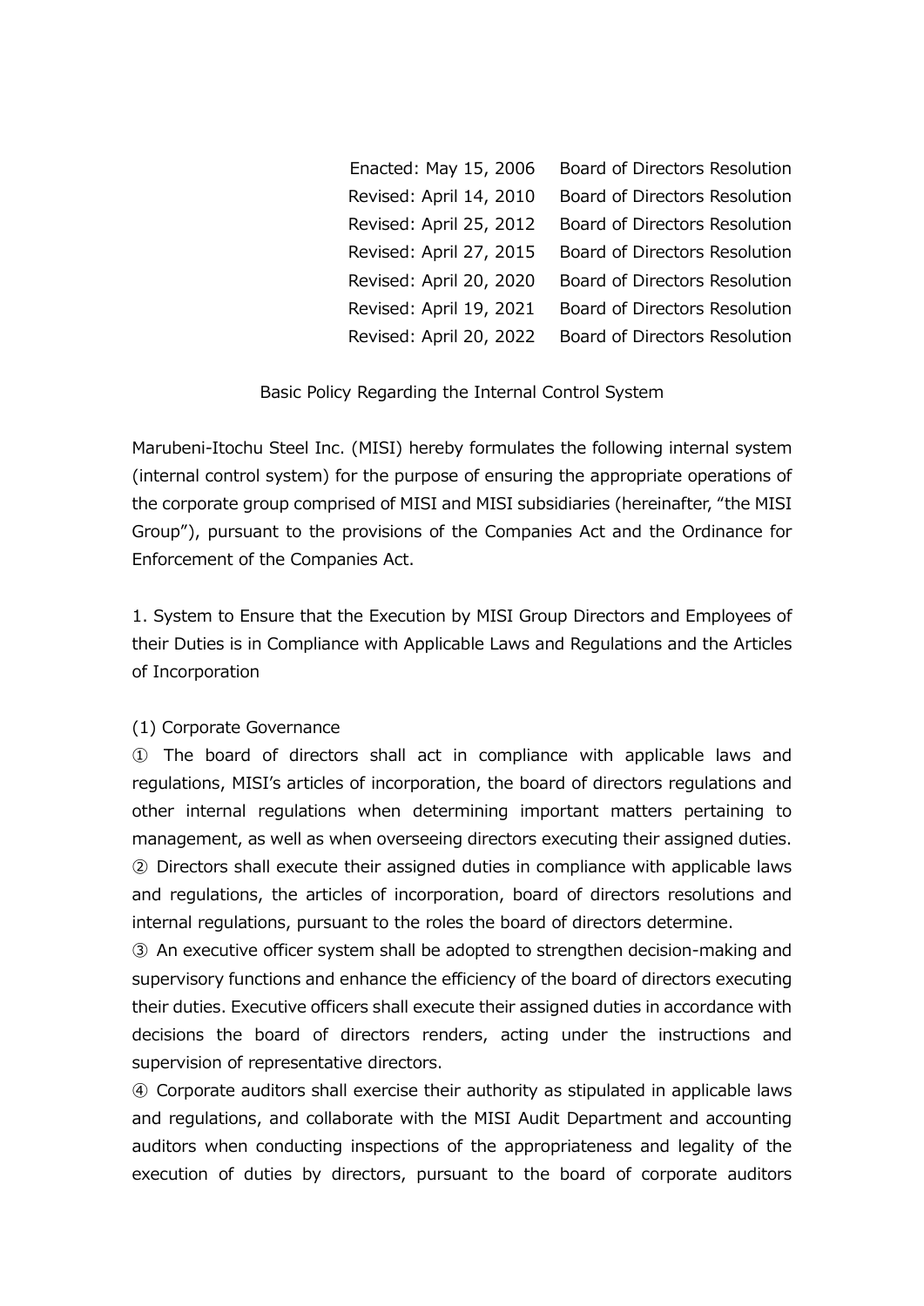| | |
|---|---|
| Enacted: May 15, 2006 | Board of Directors Resolution |
| Revised: April 14, 2010 | Board of Directors Resolution |
| Revised: April 25, 2012 | Board of Directors Resolution |
| Revised: April 27, 2015 | Board of Directors Resolution |
| Revised: April 20, 2020 | Board of Directors Resolution |
| Revised: April 19, 2021 | Board of Directors Resolution |
| Revised: April 20, 2022 | Board of Directors Resolution |

# Basic Policy Regarding the Internal Control System

Marubeni-Itochu Steel Inc. (MISI) hereby formulates the following internal system (internal control system) for the purpose of ensuring the appropriate operations of the corporate group comprised of MISI and MISI subsidiaries (hereinafter, "the MISI Group"), pursuant to the provisions of the Companies Act and the Ordinance for Enforcement of the Companies Act.

## 1. System to Ensure that the Execution by MISI Group Directors and Employees of their Duties is in Compliance with Applicable Laws and Regulations and the Articles of Incorporation

### (1) Corporate Governance

① The board of directors shall act in compliance with applicable laws and regulations, MISI's articles of incorporation, the board of directors regulations and other internal regulations when determining important matters pertaining to management, as well as when overseeing directors executing their assigned duties.

② Directors shall execute their assigned duties in compliance with applicable laws and regulations, the articles of incorporation, board of directors resolutions and internal regulations, pursuant to the roles the board of directors determine.

③ An executive officer system shall be adopted to strengthen decision-making and supervisory functions and enhance the efficiency of the board of directors executing their duties. Executive officers shall execute their assigned duties in accordance with decisions the board of directors renders, acting under the instructions and supervision of representative directors.

④ Corporate auditors shall exercise their authority as stipulated in applicable laws and regulations, and collaborate with the MISI Audit Department and accounting auditors when conducting inspections of the appropriateness and legality of the execution of duties by directors, pursuant to the board of corporate auditors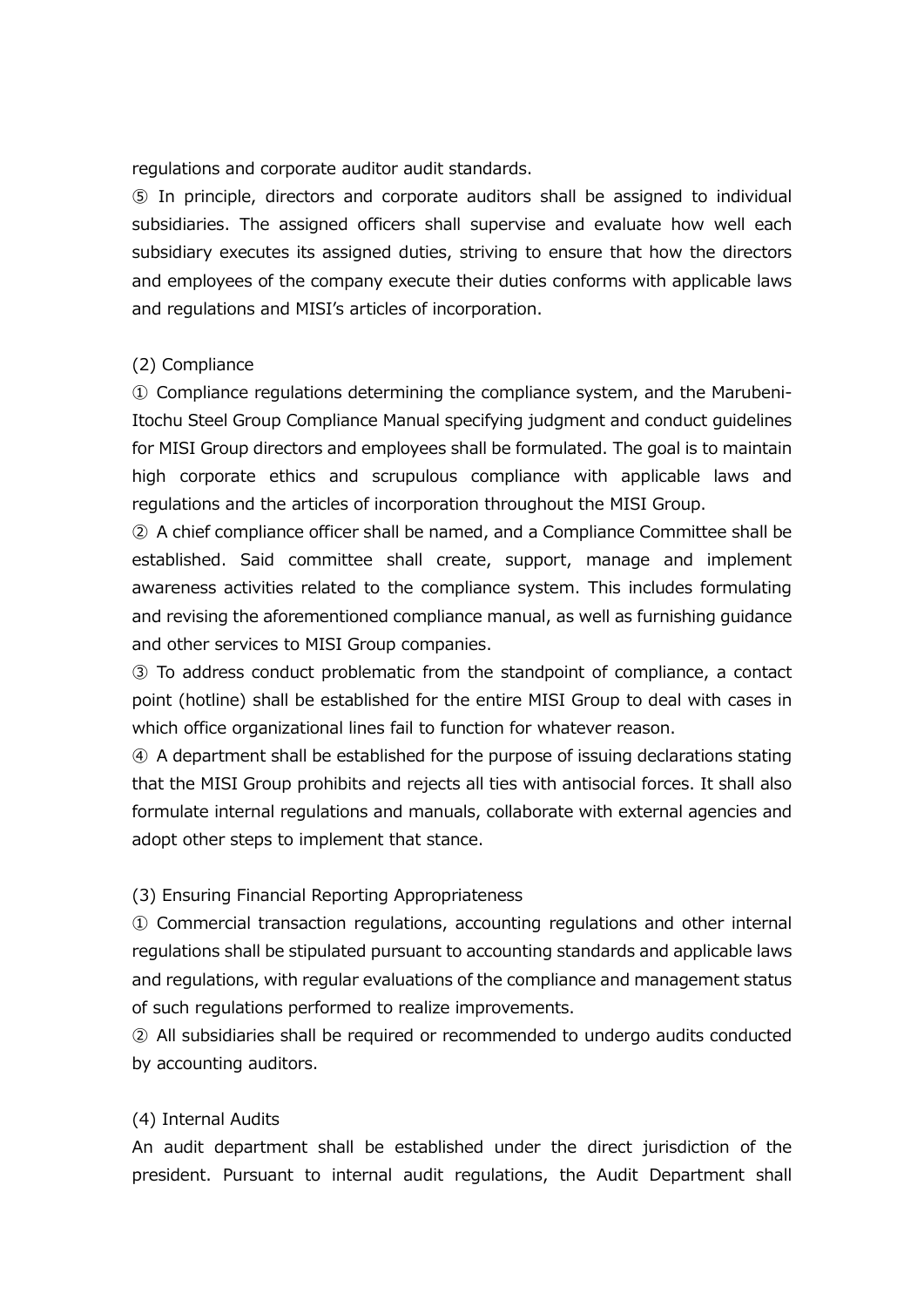regulations and corporate auditor audit standards.

⑤ In principle, directors and corporate auditors shall be assigned to individual subsidiaries. The assigned officers shall supervise and evaluate how well each subsidiary executes its assigned duties, striving to ensure that how the directors and employees of the company execute their duties conforms with applicable laws and regulations and MISI's articles of incorporation.

(2) Compliance

① Compliance regulations determining the compliance system, and the Marubeni-Itochu Steel Group Compliance Manual specifying judgment and conduct guidelines for MISI Group directors and employees shall be formulated. The goal is to maintain high corporate ethics and scrupulous compliance with applicable laws and regulations and the articles of incorporation throughout the MISI Group.

② A chief compliance officer shall be named, and a Compliance Committee shall be established. Said committee shall create, support, manage and implement awareness activities related to the compliance system. This includes formulating and revising the aforementioned compliance manual, as well as furnishing guidance and other services to MISI Group companies.

③ To address conduct problematic from the standpoint of compliance, a contact point (hotline) shall be established for the entire MISI Group to deal with cases in which office organizational lines fail to function for whatever reason.

④ A department shall be established for the purpose of issuing declarations stating that the MISI Group prohibits and rejects all ties with antisocial forces. It shall also formulate internal regulations and manuals, collaborate with external agencies and adopt other steps to implement that stance.

(3) Ensuring Financial Reporting Appropriateness

① Commercial transaction regulations, accounting regulations and other internal regulations shall be stipulated pursuant to accounting standards and applicable laws and regulations, with regular evaluations of the compliance and management status of such regulations performed to realize improvements.

② All subsidiaries shall be required or recommended to undergo audits conducted by accounting auditors.

(4) Internal Audits

An audit department shall be established under the direct jurisdiction of the president. Pursuant to internal audit regulations, the Audit Department shall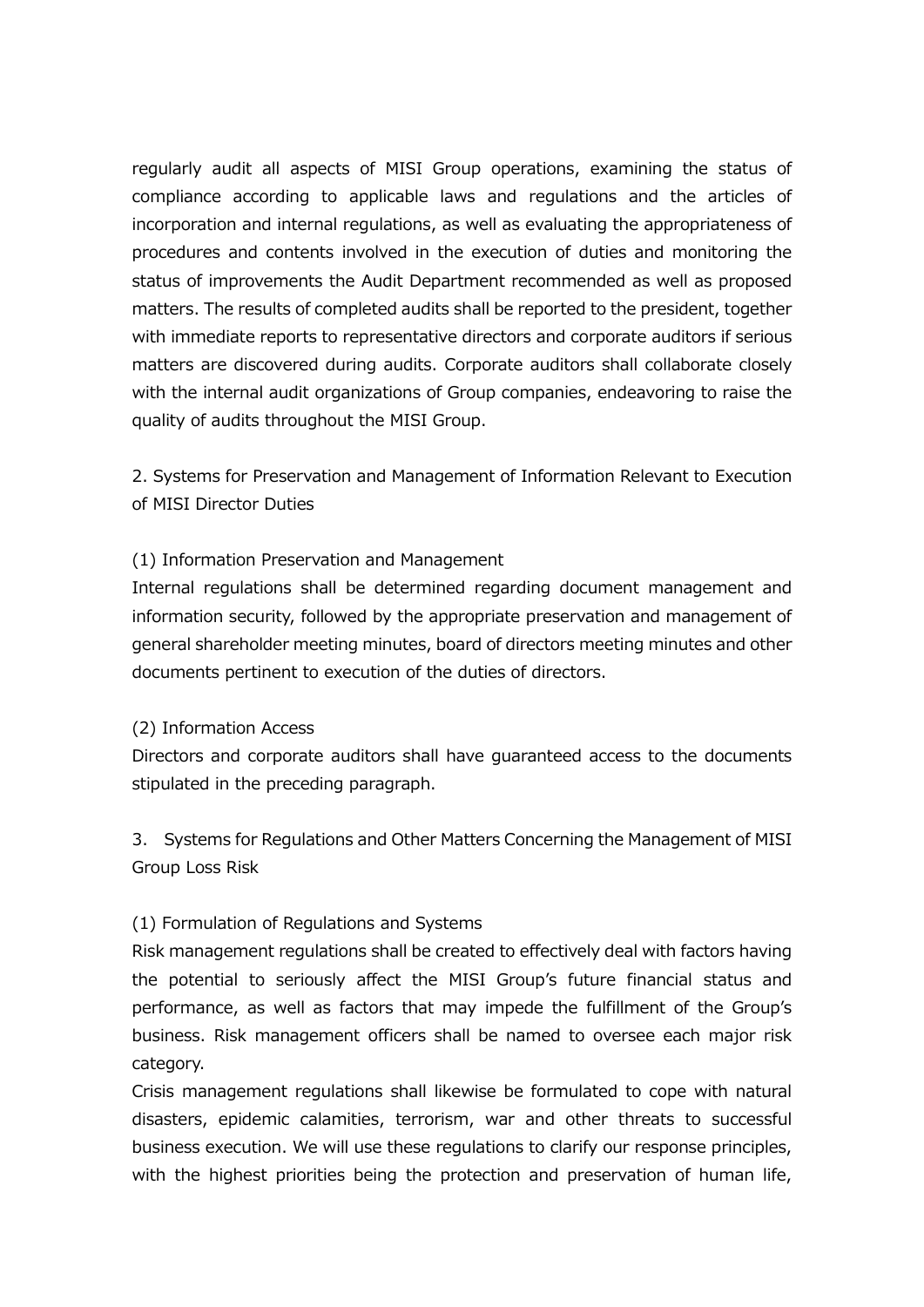regularly audit all aspects of MISI Group operations, examining the status of compliance according to applicable laws and regulations and the articles of incorporation and internal regulations, as well as evaluating the appropriateness of procedures and contents involved in the execution of duties and monitoring the status of improvements the Audit Department recommended as well as proposed matters. The results of completed audits shall be reported to the president, together with immediate reports to representative directors and corporate auditors if serious matters are discovered during audits. Corporate auditors shall collaborate closely with the internal audit organizations of Group companies, endeavoring to raise the quality of audits throughout the MISI Group.

## 2. Systems for Preservation and Management of Information Relevant to Execution of MISI Director Duties

### (1) Information Preservation and Management

Internal regulations shall be determined regarding document management and information security, followed by the appropriate preservation and management of general shareholder meeting minutes, board of directors meeting minutes and other documents pertinent to execution of the duties of directors.

### (2) Information Access

Directors and corporate auditors shall have guaranteed access to the documents stipulated in the preceding paragraph.

## 3. Systems for Regulations and Other Matters Concerning the Management of MISI Group Loss Risk

### (1) Formulation of Regulations and Systems

Risk management regulations shall be created to effectively deal with factors having the potential to seriously affect the MISI Group's future financial status and performance, as well as factors that may impede the fulfillment of the Group's business. Risk management officers shall be named to oversee each major risk category.

Crisis management regulations shall likewise be formulated to cope with natural disasters, epidemic calamities, terrorism, war and other threats to successful business execution. We will use these regulations to clarify our response principles, with the highest priorities being the protection and preservation of human life,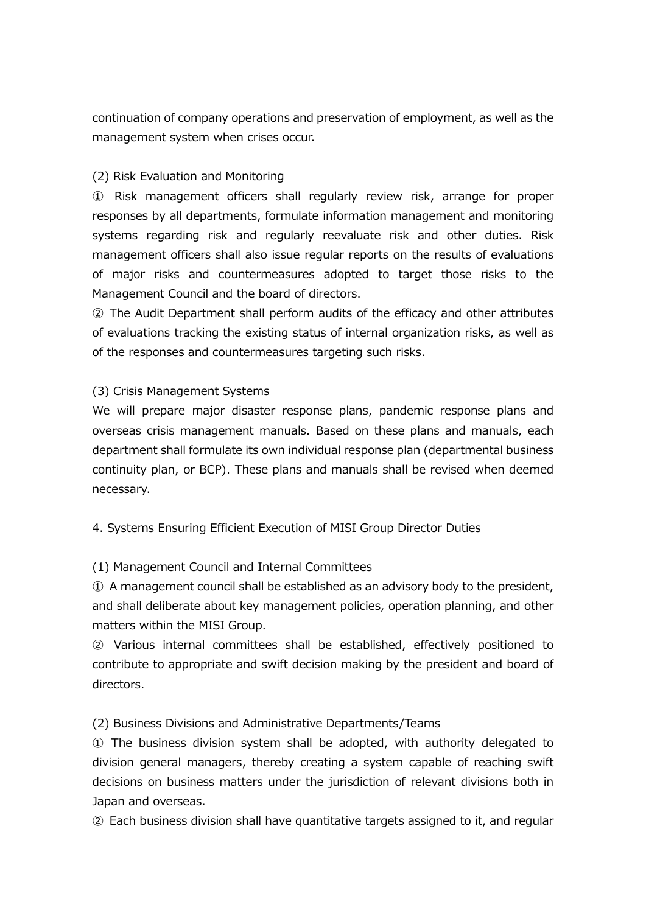continuation of company operations and preservation of employment, as well as the management system when crises occur.

(2) Risk Evaluation and Monitoring

① Risk management officers shall regularly review risk, arrange for proper responses by all departments, formulate information management and monitoring systems regarding risk and regularly reevaluate risk and other duties. Risk management officers shall also issue regular reports on the results of evaluations of major risks and countermeasures adopted to target those risks to the Management Council and the board of directors.

② The Audit Department shall perform audits of the efficacy and other attributes of evaluations tracking the existing status of internal organization risks, as well as of the responses and countermeasures targeting such risks.

(3) Crisis Management Systems

We will prepare major disaster response plans, pandemic response plans and overseas crisis management manuals. Based on these plans and manuals, each department shall formulate its own individual response plan (departmental business continuity plan, or BCP). These plans and manuals shall be revised when deemed necessary.

4. Systems Ensuring Efficient Execution of MISI Group Director Duties

(1) Management Council and Internal Committees

① A management council shall be established as an advisory body to the president, and shall deliberate about key management policies, operation planning, and other matters within the MISI Group.

② Various internal committees shall be established, effectively positioned to contribute to appropriate and swift decision making by the president and board of directors.

(2) Business Divisions and Administrative Departments/Teams

① The business division system shall be adopted, with authority delegated to division general managers, thereby creating a system capable of reaching swift decisions on business matters under the jurisdiction of relevant divisions both in Japan and overseas.

② Each business division shall have quantitative targets assigned to it, and regular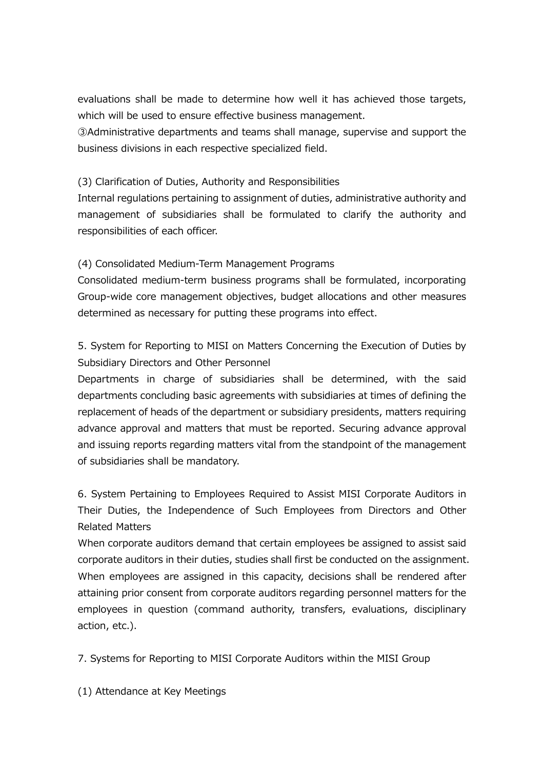evaluations shall be made to determine how well it has achieved those targets, which will be used to ensure effective business management.

③Administrative departments and teams shall manage, supervise and support the business divisions in each respective specialized field.

(3) Clarification of Duties, Authority and Responsibilities

Internal regulations pertaining to assignment of duties, administrative authority and management of subsidiaries shall be formulated to clarify the authority and responsibilities of each officer.

(4) Consolidated Medium-Term Management Programs

Consolidated medium-term business programs shall be formulated, incorporating Group-wide core management objectives, budget allocations and other measures determined as necessary for putting these programs into effect.

5. System for Reporting to MISI on Matters Concerning the Execution of Duties by Subsidiary Directors and Other Personnel

Departments in charge of subsidiaries shall be determined, with the said departments concluding basic agreements with subsidiaries at times of defining the replacement of heads of the department or subsidiary presidents, matters requiring advance approval and matters that must be reported. Securing advance approval and issuing reports regarding matters vital from the standpoint of the management of subsidiaries shall be mandatory.

6. System Pertaining to Employees Required to Assist MISI Corporate Auditors in Their Duties, the Independence of Such Employees from Directors and Other Related Matters

When corporate auditors demand that certain employees be assigned to assist said corporate auditors in their duties, studies shall first be conducted on the assignment. When employees are assigned in this capacity, decisions shall be rendered after attaining prior consent from corporate auditors regarding personnel matters for the employees in question (command authority, transfers, evaluations, disciplinary action, etc.).

7. Systems for Reporting to MISI Corporate Auditors within the MISI Group

(1) Attendance at Key Meetings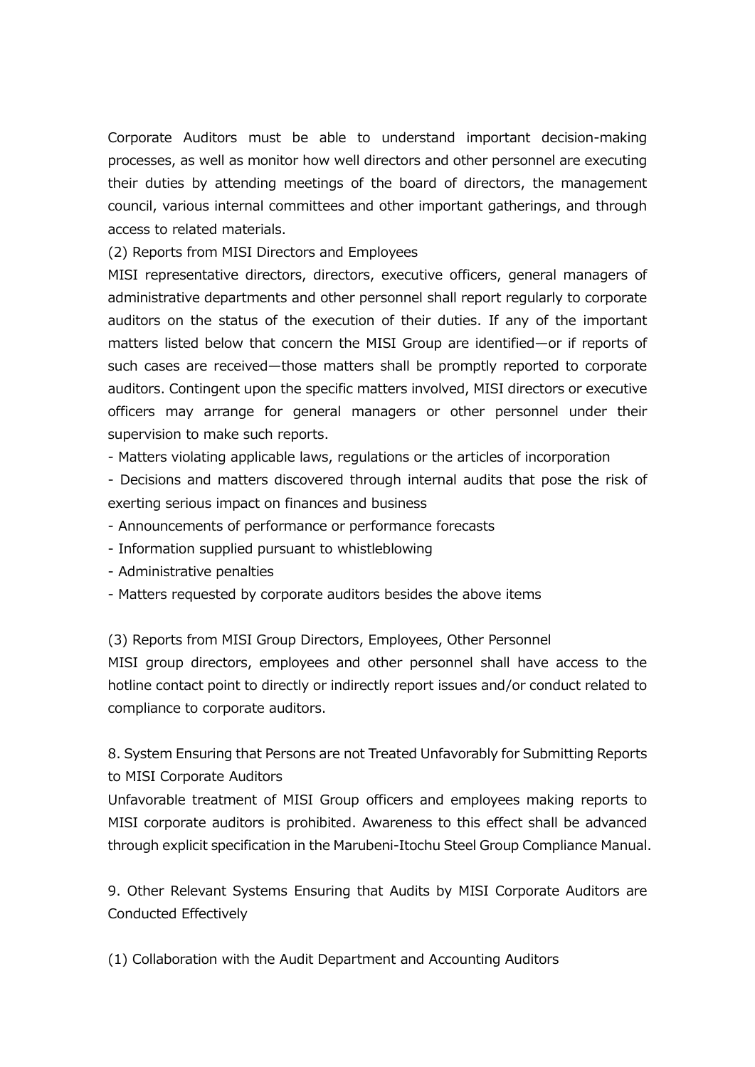Corporate Auditors must be able to understand important decision-making processes, as well as monitor how well directors and other personnel are executing their duties by attending meetings of the board of directors, the management council, various internal committees and other important gatherings, and through access to related materials.

(2) Reports from MISI Directors and Employees

MISI representative directors, directors, executive officers, general managers of administrative departments and other personnel shall report regularly to corporate auditors on the status of the execution of their duties. If any of the important matters listed below that concern the MISI Group are identified—or if reports of such cases are received—those matters shall be promptly reported to corporate auditors. Contingent upon the specific matters involved, MISI directors or executive officers may arrange for general managers or other personnel under their supervision to make such reports.

- Matters violating applicable laws, regulations or the articles of incorporation
- Decisions and matters discovered through internal audits that pose the risk of exerting serious impact on finances and business
- Announcements of performance or performance forecasts
- Information supplied pursuant to whistleblowing
- Administrative penalties
- Matters requested by corporate auditors besides the above items

(3) Reports from MISI Group Directors, Employees, Other Personnel

MISI group directors, employees and other personnel shall have access to the hotline contact point to directly or indirectly report issues and/or conduct related to compliance to corporate auditors.

8. System Ensuring that Persons are not Treated Unfavorably for Submitting Reports to MISI Corporate Auditors

Unfavorable treatment of MISI Group officers and employees making reports to MISI corporate auditors is prohibited. Awareness to this effect shall be advanced through explicit specification in the Marubeni-Itochu Steel Group Compliance Manual.

9. Other Relevant Systems Ensuring that Audits by MISI Corporate Auditors are Conducted Effectively

(1) Collaboration with the Audit Department and Accounting Auditors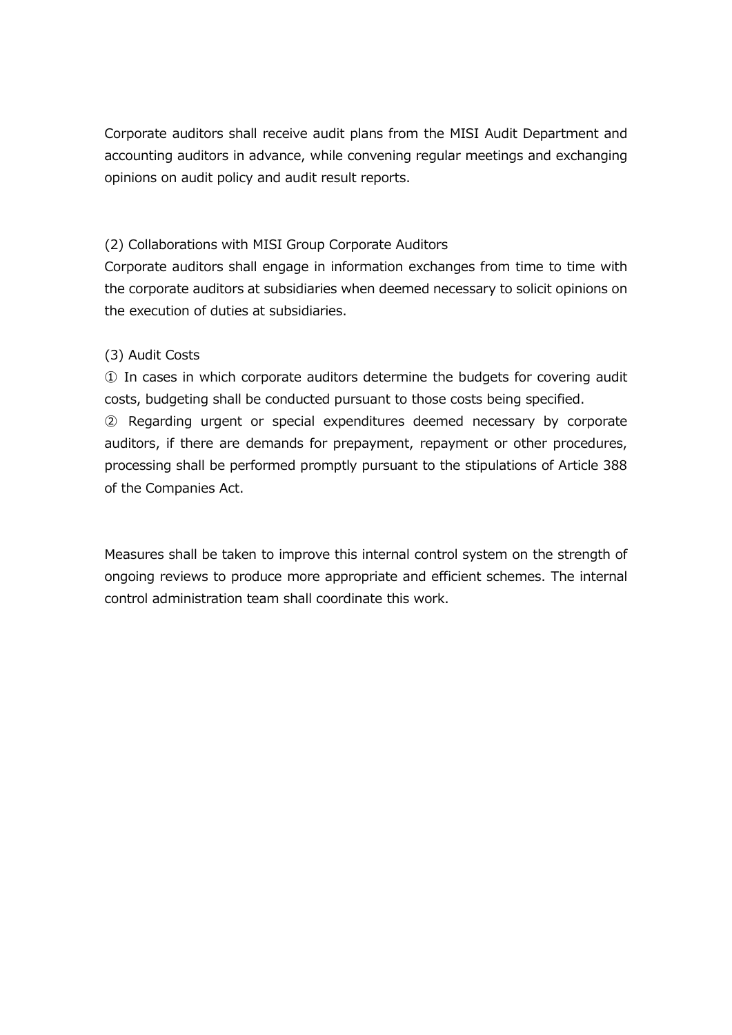Corporate auditors shall receive audit plans from the MISI Audit Department and accounting auditors in advance, while convening regular meetings and exchanging opinions on audit policy and audit result reports.

(2) Collaborations with MISI Group Corporate Auditors

Corporate auditors shall engage in information exchanges from time to time with the corporate auditors at subsidiaries when deemed necessary to solicit opinions on the execution of duties at subsidiaries.

(3) Audit Costs

① In cases in which corporate auditors determine the budgets for covering audit costs, budgeting shall be conducted pursuant to those costs being specified.

② Regarding urgent or special expenditures deemed necessary by corporate auditors, if there are demands for prepayment, repayment or other procedures, processing shall be performed promptly pursuant to the stipulations of Article 388 of the Companies Act.

Measures shall be taken to improve this internal control system on the strength of ongoing reviews to produce more appropriate and efficient schemes. The internal control administration team shall coordinate this work.